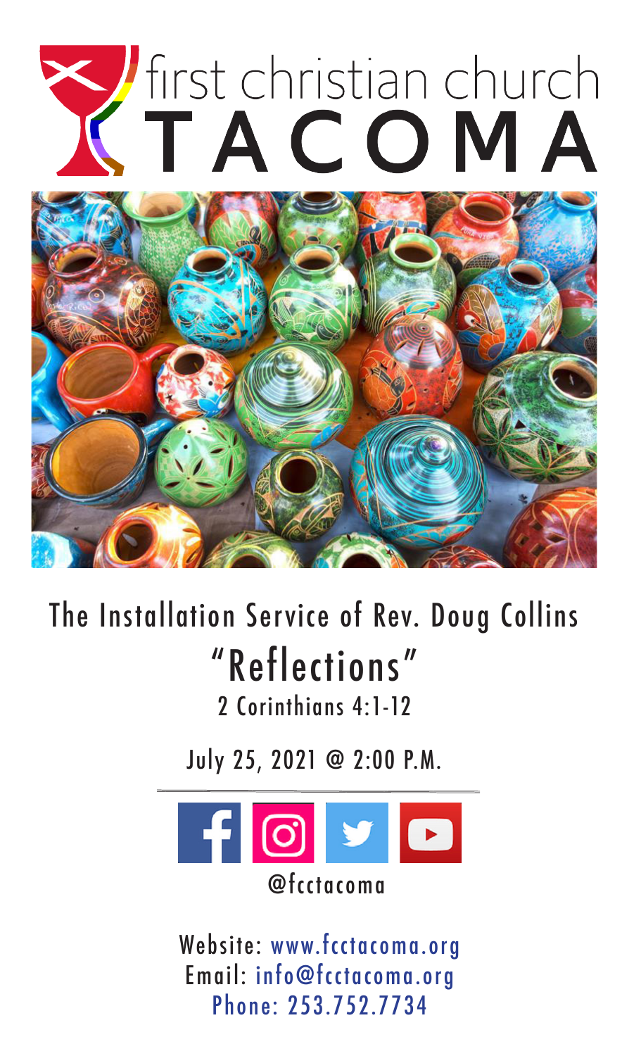# first christian church TACOMA

## The Installation Service of Rev. Doug Collins

## "Reflections"

2 Corinthians 4:1-12

July 25, 2021 @ 2:00 P.M.

@fcctacoma

Website: www.fcctacoma.org
Email: info@fcctacoma.org
Phone: 253.752.7734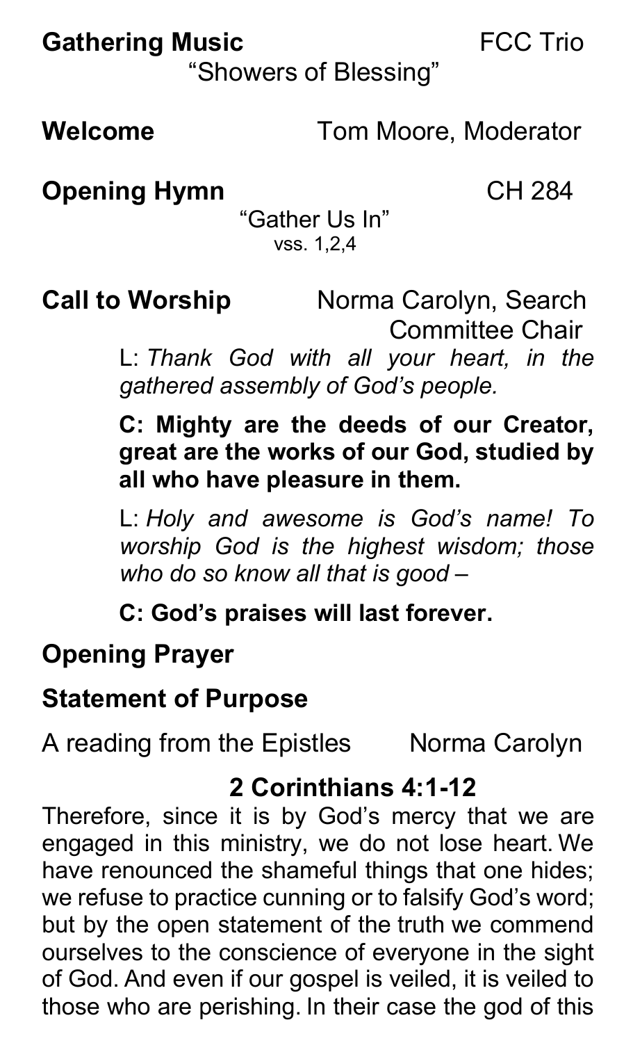**Gathering Music** FCC Trio

"Showers of Blessing"

**Welcome** Tom Moore, Moderator

**Opening Hymn** CH 284

"Gather Us In"

vss. 1,2,4

**Call to Worship** Norma Carolyn, Search Committee Chair

L: *Thank God with all your heart, in the gathered assembly of God's people.*

**C: Mighty are the deeds of our Creator, great are the works of our God, studied by all who have pleasure in them.**

L: *Holy and awesome is God's name! To worship God is the highest wisdom; those who do so know all that is good –*

**C: God's praises will last forever.**

**Opening Prayer**

**Statement of Purpose**

A reading from the Epistles Norma Carolyn

**2 Corinthians 4:1-12**

Therefore, since it is by God's mercy that we are engaged in this ministry, we do not lose heart. We have renounced the shameful things that one hides; we refuse to practice cunning or to falsify God's word; but by the open statement of the truth we commend ourselves to the conscience of everyone in the sight of God. And even if our gospel is veiled, it is veiled to those who are perishing. In their case the god of this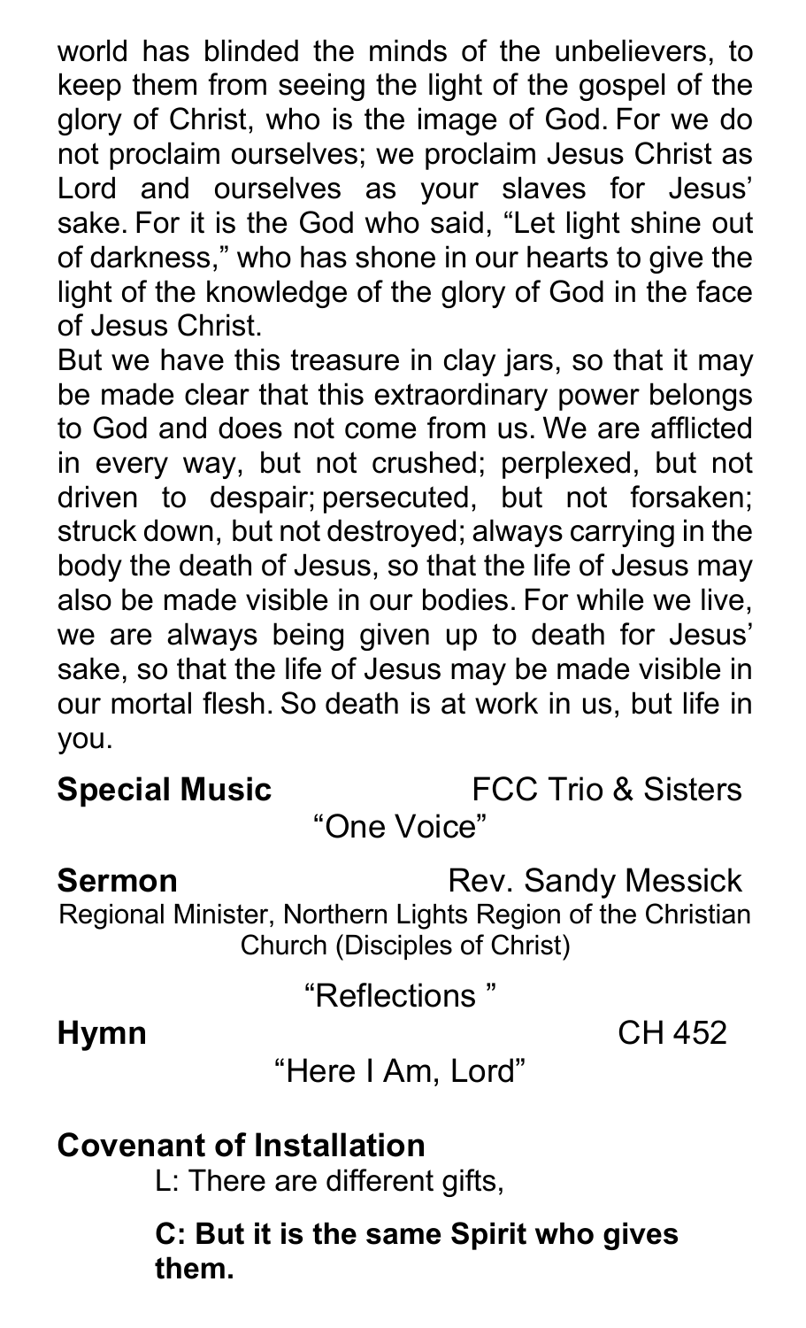world has blinded the minds of the unbelievers, to keep them from seeing the light of the gospel of the glory of Christ, who is the image of God. For we do not proclaim ourselves; we proclaim Jesus Christ as Lord and ourselves as your slaves for Jesus' sake. For it is the God who said, "Let light shine out of darkness," who has shone in our hearts to give the light of the knowledge of the glory of God in the face of Jesus Christ.

But we have this treasure in clay jars, so that it may be made clear that this extraordinary power belongs to God and does not come from us. We are afflicted in every way, but not crushed; perplexed, but not driven to despair; persecuted, but not forsaken; struck down, but not destroyed; always carrying in the body the death of Jesus, so that the life of Jesus may also be made visible in our bodies. For while we live, we are always being given up to death for Jesus' sake, so that the life of Jesus may be made visible in our mortal flesh. So death is at work in us, but life in you.

**Special Music** FCC Trio & Sisters

"One Voice"

**Sermon** Rev. Sandy Messick

Regional Minister, Northern Lights Region of the Christian Church (Disciples of Christ)

"Reflections "

**Hymn** CH 452

"Here I Am, Lord"

**Covenant of Installation**

L: There are different gifts,

**C: But it is the same Spirit who gives them.**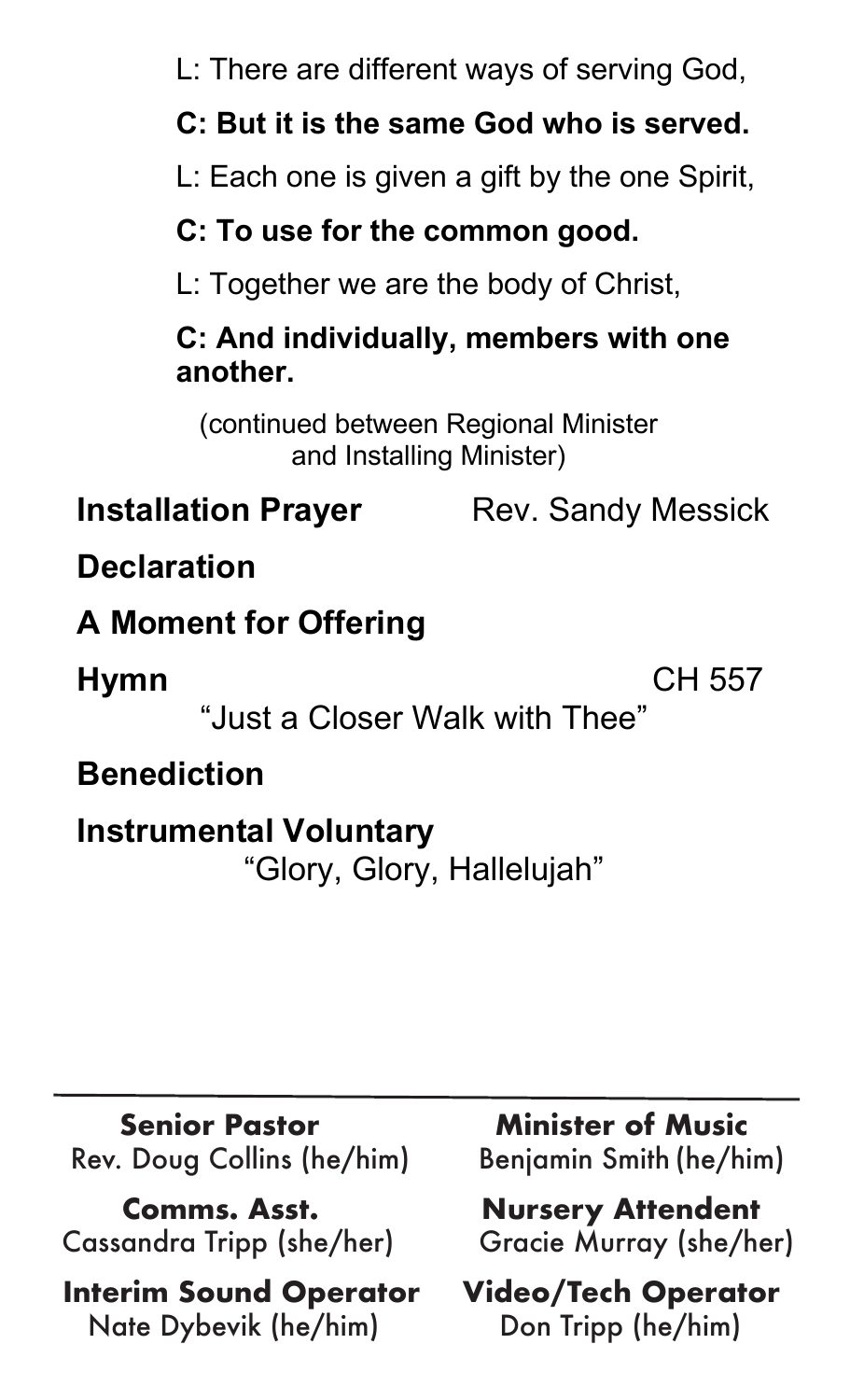L: There are different ways of serving God,

**C: But it is the same God who is served.**

L: Each one is given a gift by the one Spirit,

**C: To use for the common good.**

L: Together we are the body of Christ,

**C: And individually, members with one another.**

(continued between Regional Minister and Installing Minister)

**Installation Prayer** Rev. Sandy Messick

**Declaration**

**A Moment for Offering**

**Hymn** CH 557

"Just a Closer Walk with Thee"

**Benediction**

**Instrumental Voluntary**

"Glory, Glory, Hallelujah"

---

**Senior Pastor**
Rev. Doug Collins (he/him)

**Minister of Music**
Benjamin Smith (he/him)

**Comms. Asst.**
Cassandra Tripp (she/her)

**Nursery Attendent**
Gracie Murray (she/her)

**Interim Sound Operator**
Nate Dybevik (he/him)

**Video/Tech Operator**
Don Tripp (he/him)